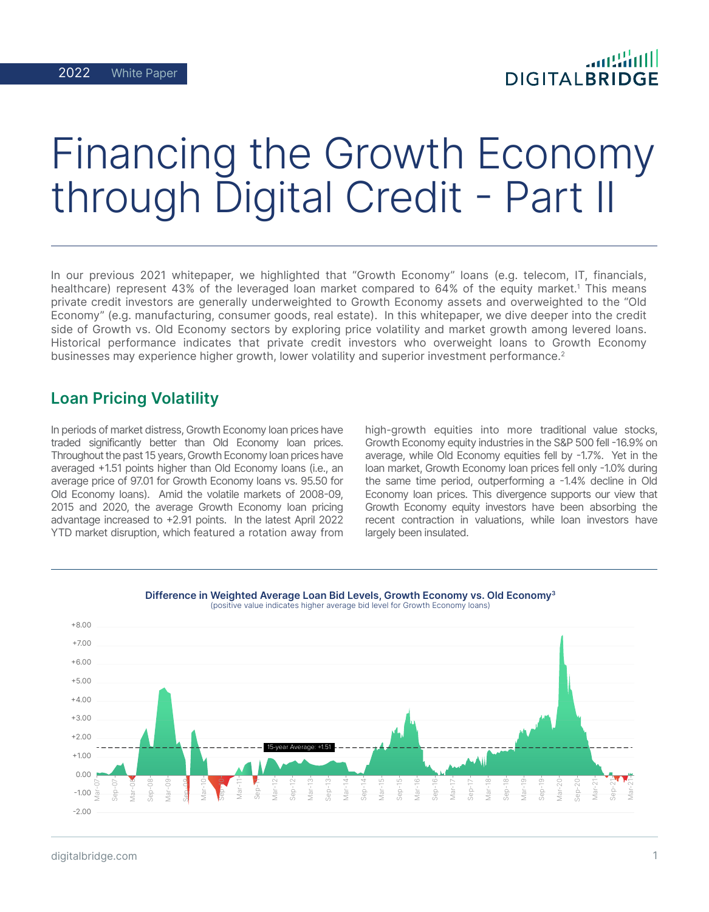2022 White Paper

# Financing the Growth Economy through Digital Credit - Part II

In our previous 2021 whitepaper, we highlighted that "Growth Economy" loans (e.g. telecom, IT, financials, healthcare) represent 43% of the leveraged loan market compared to 64% of the equity market.[1] This means private credit investors are generally underweighted to Growth Economy assets and overweighted to the "Old Economy" (e.g. manufacturing, consumer goods, real estate). In this whitepaper, we dive deeper into the credit side of Growth vs. Old Economy sectors by exploring price volatility and market growth among levered loans. Historical performance indicates that private credit investors who overweight loans to Growth Economy businesses may experience higher growth, lower volatility and superior investment performance.[2]

## Loan Pricing Volatility

In periods of market distress, Growth Economy loan prices have traded significantly better than Old Economy loan prices. Throughout the past 15 years, Growth Economy loan prices have averaged +1.51 points higher than Old Economy loans (i.e., an average price of 97.01 for Growth Economy loans vs. 95.50 for Old Economy loans). Amid the volatile markets of 2008-09, 2015 and 2020, the average Growth Economy loan pricing advantage increased to +2.91 points. In the latest April 2022 YTD market disruption, which featured a rotation away from high-growth equities into more traditional value stocks, Growth Economy equity industries in the S&P 500 fell -16.9% on average, while Old Economy equities fell by -1.7%. Yet in the loan market, Growth Economy loan prices fell only -1.0% during the same time period, outperforming a -1.4% decline in Old Economy loan prices. This divergence supports our view that Growth Economy equity investors have been absorbing the recent contraction in valuations, while loan investors have largely been insulated.

**Difference in Weighted Average Loan Bid Levels, Growth Economy vs. Old Economy[3]**
(positive value indicates higher average bid level for Growth Economy loans)

15-year Average: +1.51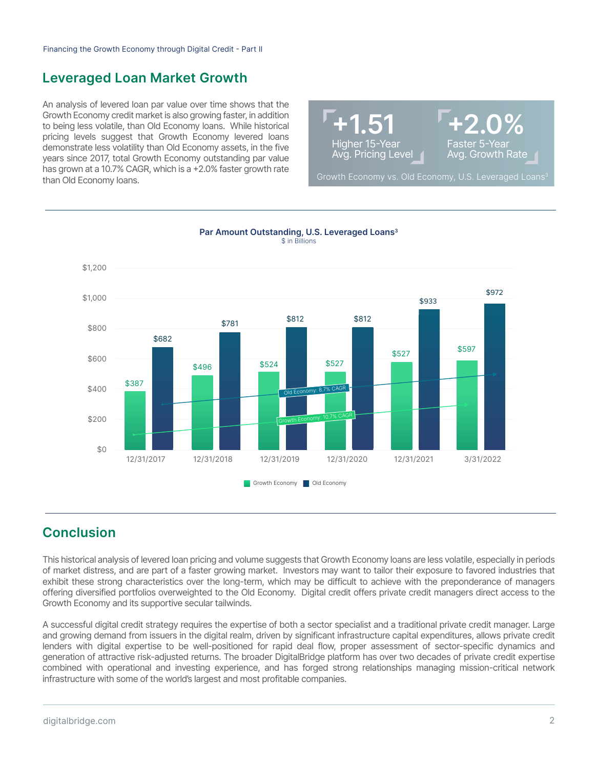## Leveraged Loan Market Growth

An analysis of levered loan par value over time shows that the Growth Economy credit market is also growing faster, in addition to being less volatile, than Old Economy loans. While historical pricing levels suggest that Growth Economy levered loans demonstrate less volatility than Old Economy assets, in the five years since 2017, total Growth Economy outstanding par value has grown at a 10.7% CAGR, which is a +2.0% faster growth rate than Old Economy loans.

**+1.51**
Higher 15-Year Avg. Pricing Level

**+2.0%**
Faster 5-Year Avg. Growth Rate

Growth Economy vs. Old Economy, U.S. Leveraged Loans[3]

**Par Amount Outstanding, U.S. Leveraged Loans[3]**
$ in Billions

| Date | Growth Economy | Old Economy |
|---|---|---|
| 12/31/2017 | $387 | $682 |
| 12/31/2018 | $496 | $781 |
| 12/31/2019 | $524 | $812 |
| 12/31/2020 | $527 | $812 |
| 12/31/2021 | $527 | $933 |
| 3/31/2022 | $597 | $972 |

Old Economy: 8.7% CAGR
Growth Economy: 10.7% CAGR

## Conclusion

This historical analysis of levered loan pricing and volume suggests that Growth Economy loans are less volatile, especially in periods of market distress, and are part of a faster growing market. Investors may want to tailor their exposure to favored industries that exhibit these strong characteristics over the long-term, which may be difficult to achieve with the preponderance of managers offering diversified portfolios overweighted to the Old Economy. Digital credit offers private credit managers direct access to the Growth Economy and its supportive secular tailwinds.

A successful digital credit strategy requires the expertise of both a sector specialist and a traditional private credit manager. Large and growing demand from issuers in the digital realm, driven by significant infrastructure capital expenditures, allows private credit lenders with digital expertise to be well-positioned for rapid deal flow, proper assessment of sector-specific dynamics and generation of attractive risk-adjusted returns. The broader DigitalBridge platform has over two decades of private credit expertise combined with operational and investing experience, and has forged strong relationships managing mission-critical network infrastructure with some of the world's largest and most profitable companies.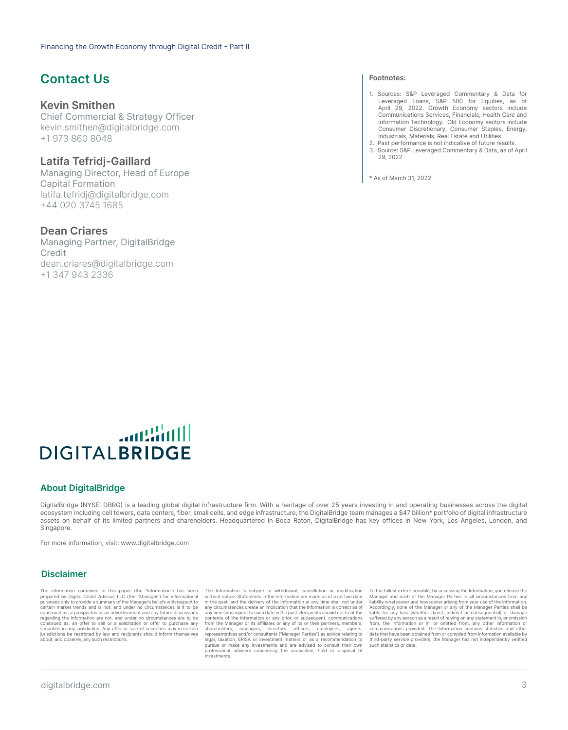## Contact Us

### Kevin Smithen
Chief Commercial & Strategy Officer
kevin.smithen@digitalbridge.com
+1 973 860 8048

### Latifa Tefridj-Gaillard
Managing Director, Head of Europe Capital Formation
latifa.tefridj@digitalbridge.com
+44 020 3745 1685

### Dean Criares
Managing Partner, DigitalBridge Credit
dean.criares@digitalbridge.com
+1 347 943 2336

**Footnotes:**

1. Sources: S&P Leveraged Commentary & Data for Leveraged Loans, S&P 500 for Equities, as of April 29, 2022. Growth Economy sectors include Communications Services, Financials, Health Care and Information Technology. Old Economy sectors include Consumer Discretionary, Consumer Staples, Energy, Industrials, Materials, Real Estate and Utilities.
2. Past performance is not indicative of future results.
3. Source: S&P Leveraged Commentary & Data, as of April 29, 2022

* As of March 31, 2022

DIGITALBRIDGE

### About DigitalBridge

DigitalBridge (NYSE: DBRG) is a leading global digital infrastructure firm. With a heritage of over 25 years investing in and operating businesses across the digital ecosystem including cell towers, data centers, fiber, small cells, and edge infrastructure, the DigitalBridge team manages a $47 billion* portfolio of digital infrastructure assets on behalf of its limited partners and shareholders. Headquartered in Boca Raton, DigitalBridge has key offices in New York, Los Angeles, London, and Singapore.

For more information, visit: www.digitalbridge.com

### Disclaimer

The information contained in this paper (the "Information") has been prepared by Digital Credit Advisor, LLC (the "Manager") for informational purposes only to provide a summary of the Manager's beliefs with respect to certain market trends and is not, and under no circumstances is it to be construed as, a prospectus or an advertisement and any future discussions regarding the information are not, and under no circumstances are to be construed as, an offer to sell or a solicitation or offer to purchase any securities in any jurisdiction. Any offer or sale of securities may in certain jurisdictions be restricted by law and recipients should inform themselves about, and observe, any such restrictions.

The Information is subject to withdrawal, cancellation or modification without notice. Statements in the Information are made as of a certain date in the past, and the delivery of the Information at any time shall not under any circumstances create an implication that the Information is correct as of any time subsequent to such date in the past. Recipients should not treat the contents of the Information or any prior, or subsequent, communications from the Manager or its affiliates or any of its or their partners, members, shareholders, managers, directors, officers, employees, agents, representatives and/or consultants ("Manager Parties") as advice relating to legal, taxation, ERISA or investment matters or as a recommendation to pursue or make any investments and are advised to consult their own professional advisers concerning the acquisition, hold or disposal of investments.

To the fullest extent possible, by accessing the Information, you release the Manager and each of the Manager Parties in all circumstances from any liability whatsoever and howsoever arising from your use of the Information. Accordingly, none of the Manager or any of the Manager Parties shall be liable for any loss (whether direct, indirect or consequential) or damage suffered by any person as a result of relying on any statement in, or omission from, the Information or in, or omitted from, any other information or communications provided. The Information contains statistics and other data that have been obtained from or compiled from information available by third-party service providers; the Manager has not independently verified such statistics or data.

digitalbridge.com